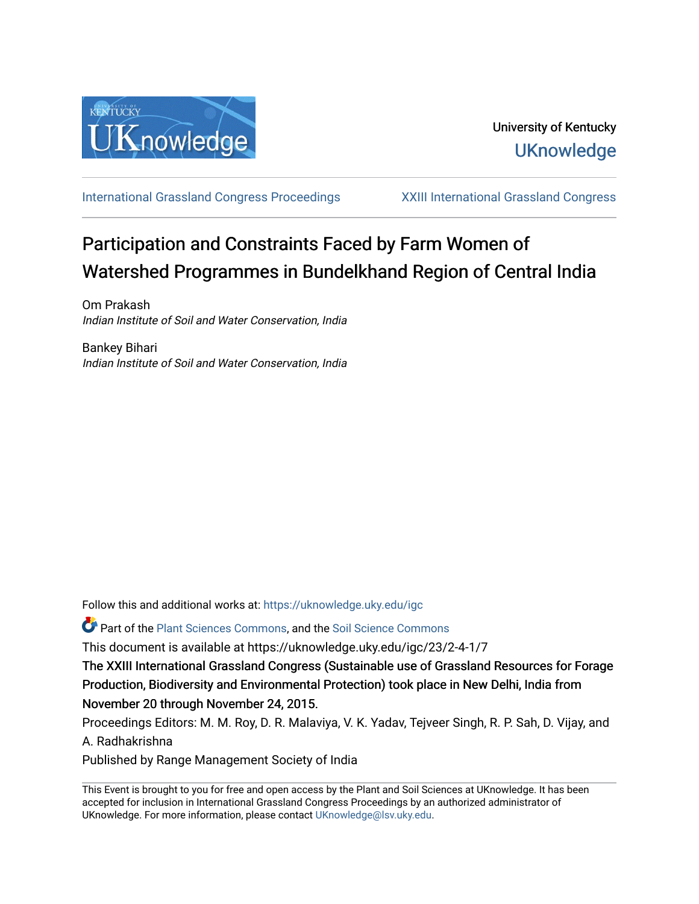University of Kentucky
UKnowledge

International Grassland Congress Proceedings | XXIII International Grassland Congress

# Participation and Constraints Faced by Farm Women of Watershed Programmes in Bundelkhand Region of Central India

Om Prakash
*Indian Institute of Soil and Water Conservation, India*

Bankey Bihari
*Indian Institute of Soil and Water Conservation, India*

Follow this and additional works at: https://uknowledge.uky.edu/igc

Part of the Plant Sciences Commons, and the Soil Science Commons

This document is available at https://uknowledge.uky.edu/igc/23/2-4-1/7

The XXIII International Grassland Congress (Sustainable use of Grassland Resources for Forage Production, Biodiversity and Environmental Protection) took place in New Delhi, India from November 20 through November 24, 2015.

Proceedings Editors: M. M. Roy, D. R. Malaviya, V. K. Yadav, Tejveer Singh, R. P. Sah, D. Vijay, and A. Radhakrishna

Published by Range Management Society of India

This Event is brought to you for free and open access by the Plant and Soil Sciences at UKnowledge. It has been accepted for inclusion in International Grassland Congress Proceedings by an authorized administrator of UKnowledge. For more information, please contact UKnowledge@lsv.uky.edu.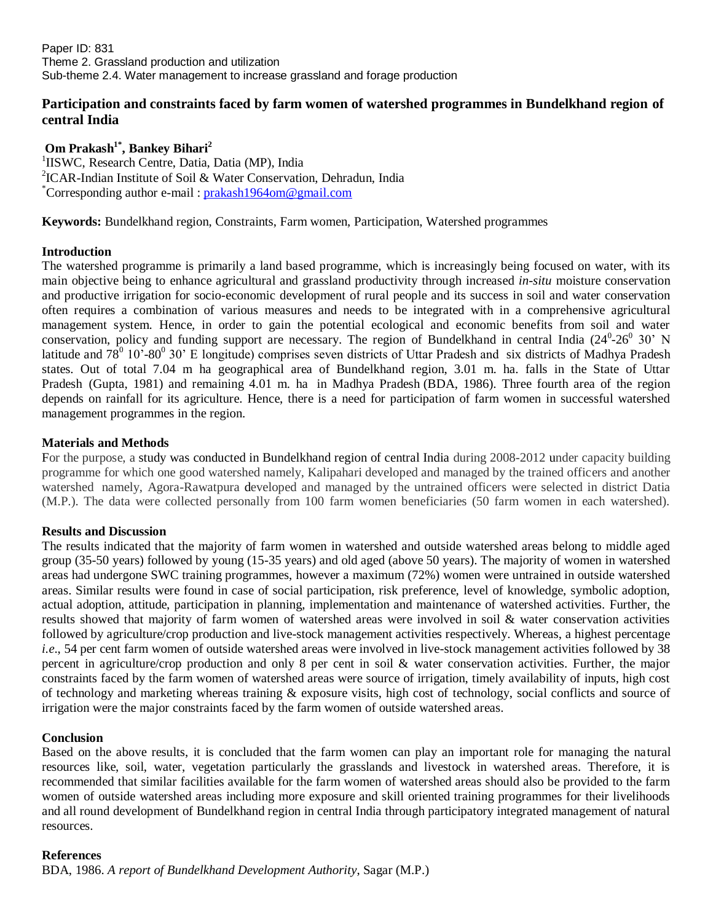Paper ID: 831
Theme 2. Grassland production and utilization
Sub-theme 2.4. Water management to increase grassland and forage production

# Participation and constraints faced by farm women of watershed programmes in Bundelkhand region of central India

**Om Prakash[1*], Bankey Bihari[2]**

[1]IISWC, Research Centre, Datia, Datia (MP), India
[2]ICAR-Indian Institute of Soil & Water Conservation, Dehradun, India
[*]Corresponding author e-mail : prakash1964om@gmail.com

**Keywords:** Bundelkhand region, Constraints, Farm women, Participation, Watershed programmes

## Introduction

The watershed programme is primarily a land based programme, which is increasingly being focused on water, with its main objective being to enhance agricultural and grassland productivity through increased *in-situ* moisture conservation and productive irrigation for socio-economic development of rural people and its success in soil and water conservation often requires a combination of various measures and needs to be integrated with in a comprehensive agricultural management system. Hence, in order to gain the potential ecological and economic benefits from soil and water conservation, policy and funding support are necessary. The region of Bundelkhand in central India ($24^0$-$26^0$ 30' N latitude and $78^0$ 10'-$80^0$ 30' E longitude) comprises seven districts of Uttar Pradesh and six districts of Madhya Pradesh states. Out of total 7.04 m ha geographical area of Bundelkhand region, 3.01 m. ha. falls in the State of Uttar Pradesh (Gupta, 1981) and remaining 4.01 m. ha in Madhya Pradesh (BDA, 1986). Three fourth area of the region depends on rainfall for its agriculture. Hence, there is a need for participation of farm women in successful watershed management programmes in the region.

## Materials and Methods

For the purpose, a study was conducted in Bundelkhand region of central India during 2008-2012 under capacity building programme for which one good watershed namely, Kalipahari developed and managed by the trained officers and another watershed namely, Agora-Rawatpura developed and managed by the untrained officers were selected in district Datia (M.P.). The data were collected personally from 100 farm women beneficiaries (50 farm women in each watershed).

## Results and Discussion

The results indicated that the majority of farm women in watershed and outside watershed areas belong to middle aged group (35-50 years) followed by young (15-35 years) and old aged (above 50 years). The majority of women in watershed areas had undergone SWC training programmes, however a maximum (72%) women were untrained in outside watershed areas. Similar results were found in case of social participation, risk preference, level of knowledge, symbolic adoption, actual adoption, attitude, participation in planning, implementation and maintenance of watershed activities. Further, the results showed that majority of farm women of watershed areas were involved in soil & water conservation activities followed by agriculture/crop production and live-stock management activities respectively. Whereas, a highest percentage *i.e.,* 54 per cent farm women of outside watershed areas were involved in live-stock management activities followed by 38 percent in agriculture/crop production and only 8 per cent in soil & water conservation activities. Further, the major constraints faced by the farm women of watershed areas were source of irrigation, timely availability of inputs, high cost of technology and marketing whereas training & exposure visits, high cost of technology, social conflicts and source of irrigation were the major constraints faced by the farm women of outside watershed areas.

## Conclusion

Based on the above results, it is concluded that the farm women can play an important role for managing the natural resources like, soil, water, vegetation particularly the grasslands and livestock in watershed areas. Therefore, it is recommended that similar facilities available for the farm women of watershed areas should also be provided to the farm women of outside watershed areas including more exposure and skill oriented training programmes for their livelihoods and all round development of Bundelkhand region in central India through participatory integrated management of natural resources.

## References

BDA, 1986. *A report of Bundelkhand Development Authority*, Sagar (M.P.)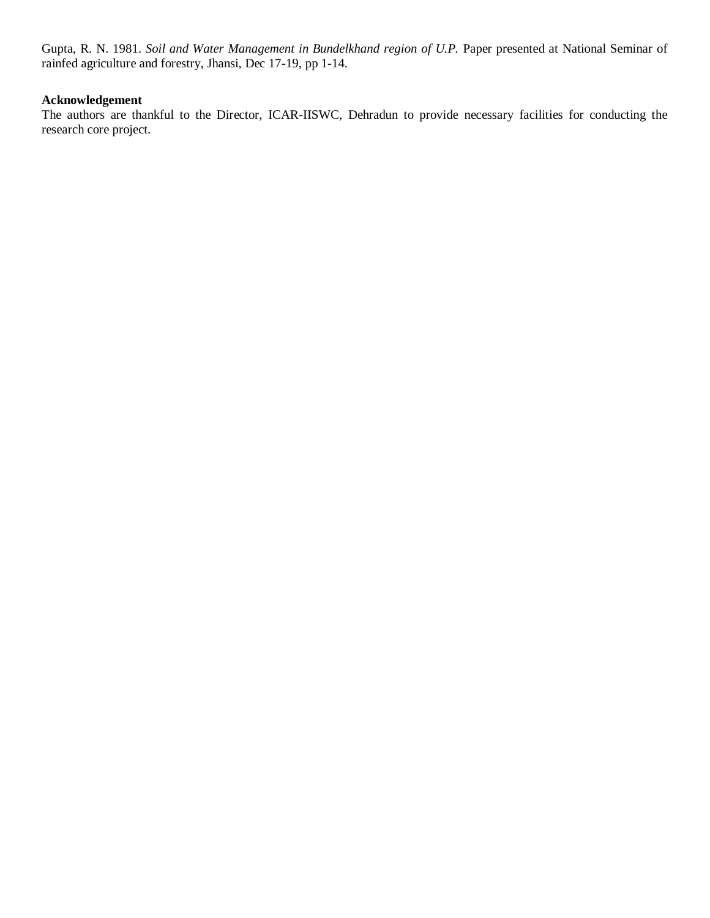Gupta, R. N. 1981. *Soil and Water Management in Bundelkhand region of U.P.* Paper presented at National Seminar of rainfed agriculture and forestry, Jhansi, Dec 17-19, pp 1-14.

**Acknowledgement**

The authors are thankful to the Director, ICAR-IISWC, Dehradun to provide necessary facilities for conducting the research core project.